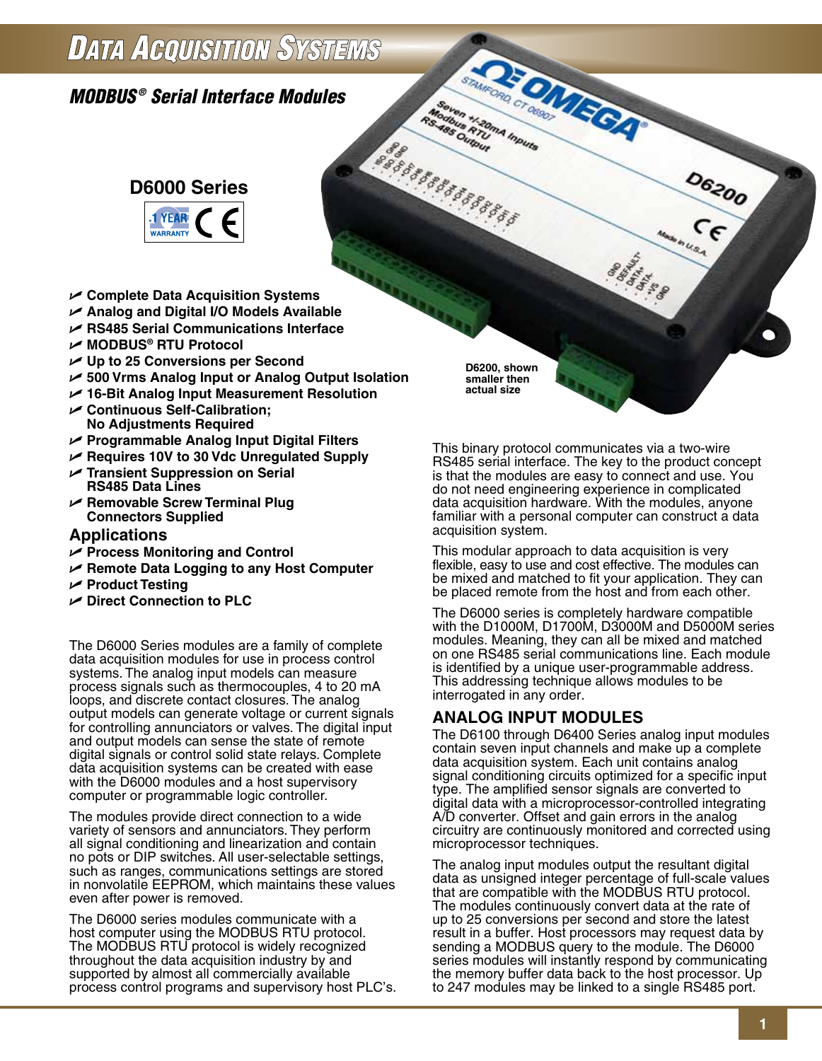# Data Acquisition Systems

## *MODBUS® Serial Interface Modules*

### D6000 Series

- Complete Data Acquisition Systems
- Analog and Digital I/O Models Available
- RS485 Serial Communications Interface
- MODBUS® RTU Protocol
- Up to 25 Conversions per Second
- 500 Vrms Analog Input or Analog Output Isolation
- 16-Bit Analog Input Measurement Resolution
- Continuous Self-Calibration; No Adjustments Required
- Programmable Analog Input Digital Filters
- Requires 10V to 30 Vdc Unregulated Supply
- Transient Suppression on Serial RS485 Data Lines
- Removable Screw Terminal Plug Connectors Supplied

## Applications

- Process Monitoring and Control
- Remote Data Logging to any Host Computer
- Product Testing
- Direct Connection to PLC

D6200, shown smaller then actual size

The D6000 Series modules are a family of complete data acquisition modules for use in process control systems. The analog input models can measure process signals such as thermocouples, 4 to 20 mA loops, and discrete contact closures. The analog output models can generate voltage or current signals for controlling annunciators or valves. The digital input and output models can sense the state of remote digital signals or control solid state relays. Complete data acquisition systems can be created with ease with the D6000 modules and a host supervisory computer or programmable logic controller.

The modules provide direct connection to a wide variety of sensors and annunciators. They perform all signal conditioning and linearization and contain no pots or DIP switches. All user-selectable settings, such as ranges, communications settings are stored in nonvolatile EEPROM, which maintains these values even after power is removed.

The D6000 series modules communicate with a host computer using the MODBUS RTU protocol. The MODBUS RTU protocol is widely recognized throughout the data acquisition industry by and supported by almost all commercially available process control programs and supervisory host PLC's.

This binary protocol communicates via a two-wire RS485 serial interface. The key to the product concept is that the modules are easy to connect and use. You do not need engineering experience in complicated data acquisition hardware. With the modules, anyone familiar with a personal computer can construct a data acquisition system.

This modular approach to data acquisition is very flexible, easy to use and cost effective. The modules can be mixed and matched to fit your application. They can be placed remote from the host and from each other.

The D6000 series is completely hardware compatible with the D1000M, D1700M, D3000M and D5000M series modules. Meaning, they can all be mixed and matched on one RS485 serial communications line. Each module is identified by a unique user-programmable address. This addressing technique allows modules to be interrogated in any order.

## ANALOG INPUT MODULES

The D6100 through D6400 Series analog input modules contain seven input channels and make up a complete data acquisition system. Each unit contains analog signal conditioning circuits optimized for a specific input type. The amplified sensor signals are converted to digital data with a microprocessor-controlled integrating A/D converter. Offset and gain errors in the analog circuitry are continuously monitored and corrected using microprocessor techniques.

The analog input modules output the resultant digital data as unsigned integer percentage of full-scale values that are compatible with the MODBUS RTU protocol. The modules continuously convert data at the rate of up to 25 conversions per second and store the latest result in a buffer. Host processors may request data by sending a MODBUS query to the module. The D6000 series modules will instantly respond by communicating the memory buffer data back to the host processor. Up to 247 modules may be linked to a single RS485 port.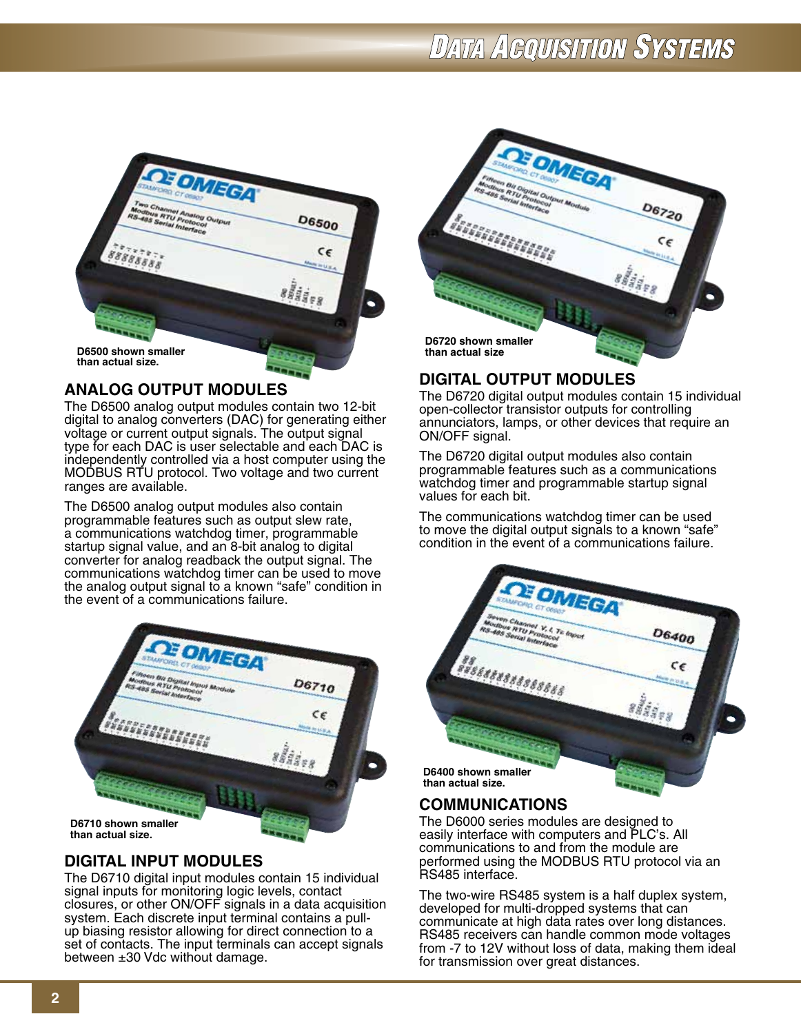D6500 shown smaller than actual size.

## ANALOG OUTPUT MODULES

The D6500 analog output modules contain two 12-bit digital to analog converters (DAC) for generating either voltage or current output signals. The output signal type for each DAC is user selectable and each DAC is independently controlled via a host computer using the MODBUS RTU protocol. Two voltage and two current ranges are available.

The D6500 analog output modules also contain programmable features such as output slew rate, a communications watchdog timer, programmable startup signal value, and an 8-bit analog to digital converter for analog readback the output signal. The communications watchdog timer can be used to move the analog output signal to a known "safe" condition in the event of a communications failure.

D6710 shown smaller than actual size.

## DIGITAL INPUT MODULES

The D6710 digital input modules contain 15 individual signal inputs for monitoring logic levels, contact closures, or other ON/OFF signals in a data acquisition system. Each discrete input terminal contains a pull-up biasing resistor allowing for direct connection to a set of contacts. The input terminals can accept signals between ±30 Vdc without damage.

D6720 shown smaller than actual size

## DIGITAL OUTPUT MODULES

The D6720 digital output modules contain 15 individual open-collector transistor outputs for controlling annunciators, lamps, or other devices that require an ON/OFF signal.

The D6720 digital output modules also contain programmable features such as a communications watchdog timer and programmable startup signal values for each bit.

The communications watchdog timer can be used to move the digital output signals to a known "safe" condition in the event of a communications failure.

D6400 shown smaller than actual size.

## COMMUNICATIONS

The D6000 series modules are designed to easily interface with computers and PLC's. All communications to and from the module are performed using the MODBUS RTU protocol via an RS485 interface.

The two-wire RS485 system is a half duplex system, developed for multi-dropped systems that can communicate at high data rates over long distances. RS485 receivers can handle common mode voltages from -7 to 12V without loss of data, making them ideal for transmission over great distances.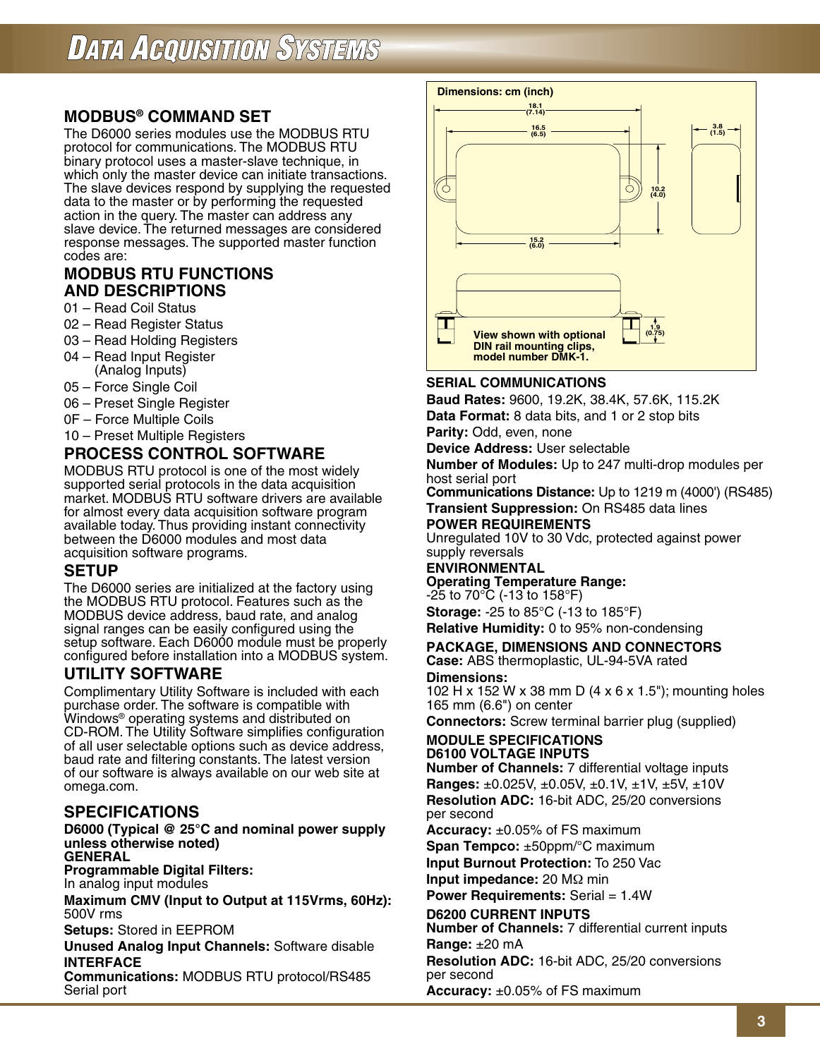## MODBUS® COMMAND SET

The D6000 series modules use the MODBUS RTU protocol for communications. The MODBUS RTU binary protocol uses a master-slave technique, in which only the master device can initiate transactions. The slave devices respond by supplying the requested data to the master or by performing the requested action in the query. The master can address any slave device. The returned messages are considered response messages. The supported master function codes are:

## MODBUS RTU FUNCTIONS AND DESCRIPTIONS

- 01 – Read Coil Status
- 02 – Read Register Status
- 03 – Read Holding Registers
- 04 – Read Input Register (Analog Inputs)
- 05 – Force Single Coil
- 06 – Preset Single Register
- 0F – Force Multiple Coils
- 10 – Preset Multiple Registers

## PROCESS CONTROL SOFTWARE

MODBUS RTU protocol is one of the most widely supported serial protocols in the data acquisition market. MODBUS RTU software drivers are available for almost every data acquisition software program available today. Thus providing instant connectivity between the D6000 modules and most data acquisition software programs.

## SETUP

The D6000 series are initialized at the factory using the MODBUS RTU protocol. Features such as the MODBUS device address, baud rate, and analog signal ranges can be easily configured using the setup software. Each D6000 module must be properly configured before installation into a MODBUS system.

## UTILITY SOFTWARE

Complimentary Utility Software is included with each purchase order. The software is compatible with Windows® operating systems and distributed on CD-ROM. The Utility Software simplifies configuration of all user selectable options such as device address, baud rate and filtering constants. The latest version of our software is always available on our web site at omega.com.

## SPECIFICATIONS

**D6000 (Typical @ 25°C and nominal power supply unless otherwise noted)**

**GENERAL**

**Programmable Digital Filters:** In analog input modules

**Maximum CMV (Input to Output at 115Vrms, 60Hz):** 500V rms

**Setups:** Stored in EEPROM

**Unused Analog Input Channels:** Software disable

**INTERFACE**

**Communications:** MODBUS RTU protocol/RS485 Serial port

**Dimensions: cm (inch)**

18.1 (7.14); 16.5 (6.5); 3.8 (1.5); 10.2 (4.0); 15.2 (6.0); 1.9 (0.75)

View shown with optional DIN rail mounting clips, model number DMK-1.

**SERIAL COMMUNICATIONS**

**Baud Rates:** 9600, 19.2K, 38.4K, 57.6K, 115.2K

**Data Format:** 8 data bits, and 1 or 2 stop bits

**Parity:** Odd, even, none

**Device Address:** User selectable

**Number of Modules:** Up to 247 multi-drop modules per host serial port

**Communications Distance:** Up to 1219 m (4000') (RS485)

**Transient Suppression:** On RS485 data lines

**POWER REQUIREMENTS**

Unregulated 10V to 30 Vdc, protected against power supply reversals

**ENVIRONMENTAL**

**Operating Temperature Range:** -25 to 70°C (-13 to 158°F)

**Storage:** -25 to 85°C (-13 to 185°F)

**Relative Humidity:** 0 to 95% non-condensing

**PACKAGE, DIMENSIONS AND CONNECTORS**

**Case:** ABS thermoplastic, UL-94-5VA rated

**Dimensions:** 102 H x 152 W x 38 mm D (4 x 6 x 1.5"); mounting holes 165 mm (6.6") on center

**Connectors:** Screw terminal barrier plug (supplied)

**MODULE SPECIFICATIONS**

**D6100 VOLTAGE INPUTS**

**Number of Channels:** 7 differential voltage inputs

**Ranges:** ±0.025V, ±0.05V, ±0.1V, ±1V, ±5V, ±10V

**Resolution ADC:** 16-bit ADC, 25/20 conversions per second

**Accuracy:** ±0.05% of FS maximum

**Span Tempco:** ±50ppm/°C maximum

**Input Burnout Protection:** To 250 Vac

**Input impedance:** 20 MΩ min

**Power Requirements:** Serial = 1.4W

**D6200 CURRENT INPUTS**

**Number of Channels:** 7 differential current inputs

**Range:** ±20 mA

**Resolution ADC:** 16-bit ADC, 25/20 conversions per second

**Accuracy:** ±0.05% of FS maximum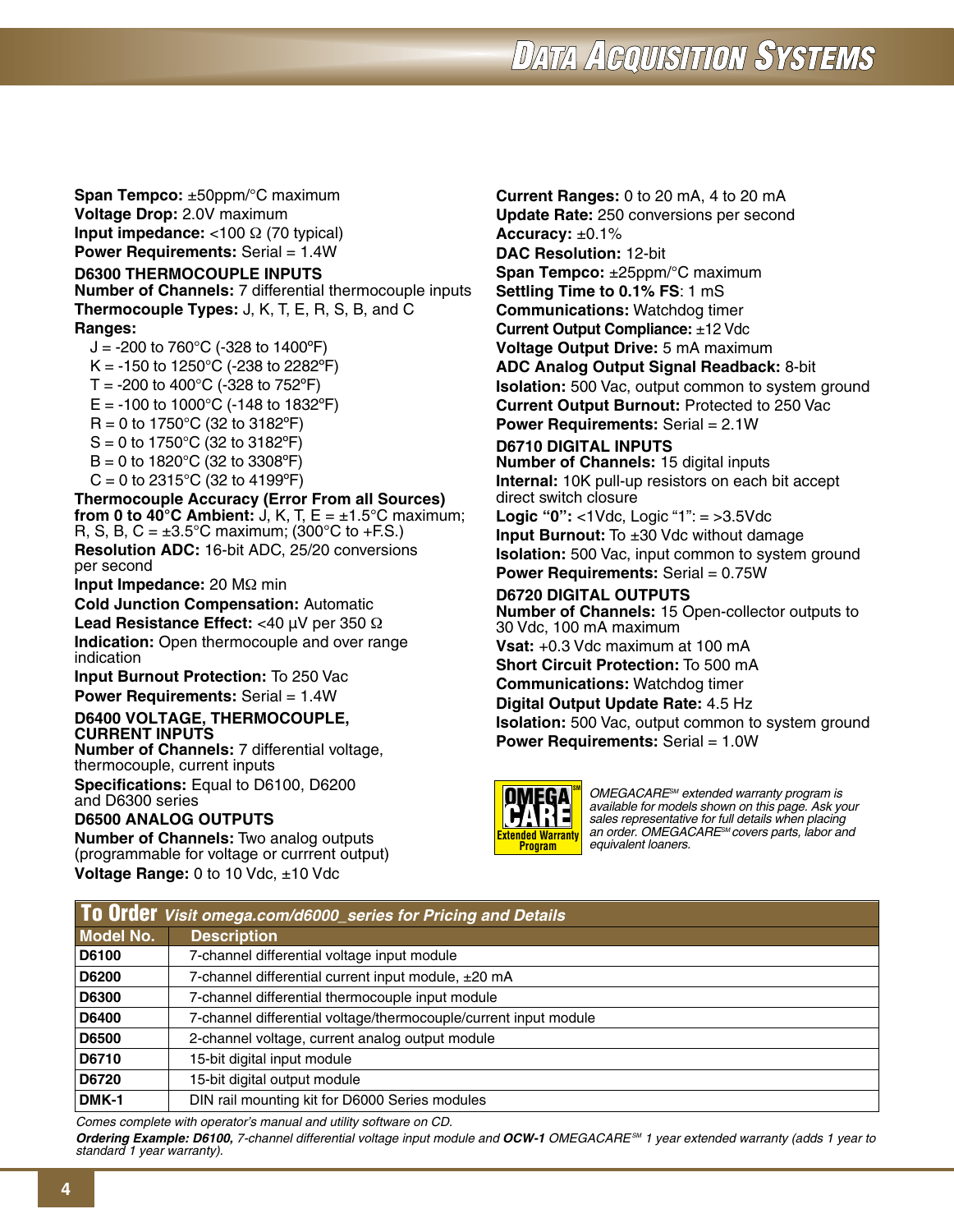**Span Tempco:** ±50ppm/°C maximum
**Voltage Drop:** 2.0V maximum
**Input impedance:** <100 Ω (70 typical)
**Power Requirements:** Serial = 1.4W

**D6300 THERMOCOUPLE INPUTS**
**Number of Channels:** 7 differential thermocouple inputs
**Thermocouple Types:** J, K, T, E, R, S, B, and C
**Ranges:**
J = -200 to 760°C (-328 to 1400ºF)
K = -150 to 1250°C (-238 to 2282ºF)
T = -200 to 400°C (-328 to 752ºF)
E = -100 to 1000°C (-148 to 1832ºF)
R = 0 to 1750°C (32 to 3182ºF)
S = 0 to 1750°C (32 to 3182ºF)
B = 0 to 1820°C (32 to 3308ºF)
C = 0 to 2315°C (32 to 4199ºF)
**Thermocouple Accuracy (Error From all Sources) from 0 to 40°C Ambient:** J, K, T, E = ±1.5°C maximum; R, S, B, C = ±3.5°C maximum; (300°C to +F.S.)
**Resolution ADC:** 16-bit ADC, 25/20 conversions per second
**Input Impedance:** 20 MΩ min
**Cold Junction Compensation:** Automatic
**Lead Resistance Effect:** <40 µV per 350 Ω
**Indication:** Open thermocouple and over range indication
**Input Burnout Protection:** To 250 Vac
**Power Requirements:** Serial = 1.4W

**D6400 VOLTAGE, THERMOCOUPLE, CURRENT INPUTS**
**Number of Channels:** 7 differential voltage, thermocouple, current inputs
**Specifications:** Equal to D6100, D6200 and D6300 series

**D6500 ANALOG OUTPUTS**
**Number of Channels:** Two analog outputs (programmable for voltage or currrent output)
**Voltage Range:** 0 to 10 Vdc, ±10 Vdc
**Current Ranges:** 0 to 20 mA, 4 to 20 mA
**Update Rate:** 250 conversions per second
**Accuracy:** ±0.1%
**DAC Resolution:** 12-bit
**Span Tempco:** ±25ppm/°C maximum
**Settling Time to 0.1% FS**: 1 mS
**Communications:** Watchdog timer
**Current Output Compliance:** ±12 Vdc
**Voltage Output Drive:** 5 mA maximum
**ADC Analog Output Signal Readback:** 8-bit
**Isolation:** 500 Vac, output common to system ground
**Current Output Burnout:** Protected to 250 Vac
**Power Requirements:** Serial = 2.1W

**D6710 DIGITAL INPUTS**
**Number of Channels:** 15 digital inputs
**Internal:** 10K pull-up resistors on each bit accept direct switch closure
**Logic "0":** <1Vdc, Logic "1": = >3.5Vdc
**Input Burnout:** To ±30 Vdc without damage
**Isolation:** 500 Vac, input common to system ground
**Power Requirements:** Serial = 0.75W

**D6720 DIGITAL OUTPUTS**
**Number of Channels:** 15 Open-collector outputs to 30 Vdc, 100 mA maximum
**Vsat:** +0.3 Vdc maximum at 100 mA
**Short Circuit Protection:** To 500 mA
**Communications:** Watchdog timer
**Digital Output Update Rate:** 4.5 Hz
**Isolation:** 500 Vac, output common to system ground
**Power Requirements:** Serial = 1.0W

OMEGA CARE Extended Warranty Program

*OMEGACARE℠ extended warranty program is available for models shown on this page. Ask your sales representative for full details when placing an order. OMEGACARE℠ covers parts, labor and equivalent loaners.*

## To Order *Visit omega.com/d6000_series for Pricing and Details*

| Model No. | Description |
|---|---|
| **D6100** | 7-channel differential voltage input module |
| **D6200** | 7-channel differential current input module, ±20 mA |
| **D6300** | 7-channel differential thermocouple input module |
| **D6400** | 7-channel differential voltage/thermocouple/current input module |
| **D6500** | 2-channel voltage, current analog output module |
| **D6710** | 15-bit digital input module |
| **D6720** | 15-bit digital output module |
| **DMK-1** | DIN rail mounting kit for D6000 Series modules |

*Comes complete with operator's manual and utility software on CD.*

***Ordering Example: D6100,** 7-channel differential voltage input module and **OCW-1** OMEGACARE℠ 1 year extended warranty (adds 1 year to standard 1 year warranty).*